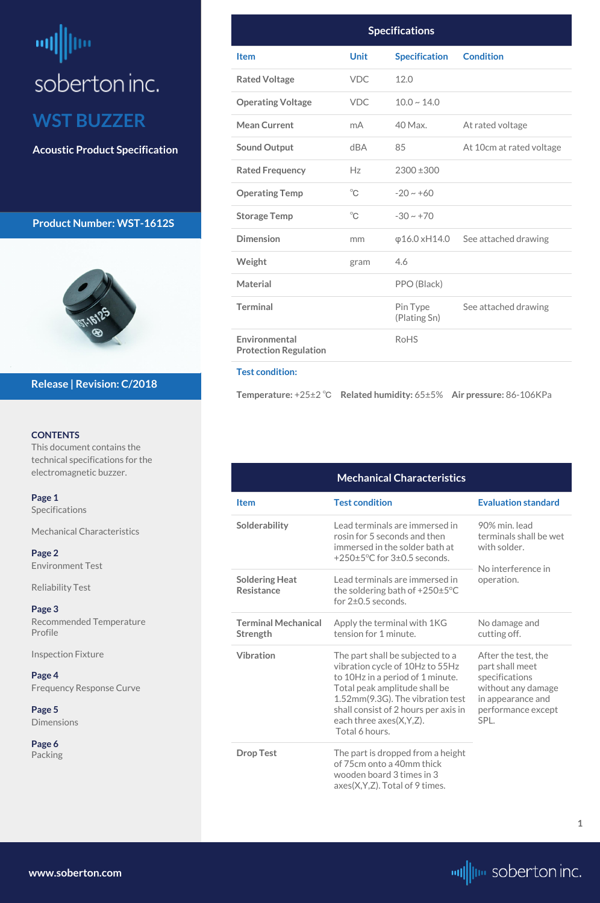soberton inc.

# WST BUZZER

**Acoustic Product Specification**

**Product Number: WST-1612S**

**Release | Revision: C/2018**

**CONTENTS**

This document contains the technical specifications for the electromagnetic buzzer.

**Page 1**
Specifications

Mechanical Characteristics

**Page 2**
Environment Test

Reliability Test

**Page 3**
Recommended Temperature Profile

Inspection Fixture

**Page 4**
Frequency Response Curve

**Page 5**
Dimensions

**Page 6**
Packing

## Specifications

| Item | Unit | Specification | Condition |
|---|---|---|---|
| **Rated Voltage** | VDC | 12.0 | |
| **Operating Voltage** | VDC | 10.0 ~ 14.0 | |
| **Mean Current** | mA | 40 Max. | At rated voltage |
| **Sound Output** | dBA | 85 | At 10cm at rated voltage |
| **Rated Frequency** | Hz | 2300 ±300 | |
| **Operating Temp** | ℃ | -20 ~ +60 | |
| **Storage Temp** | ℃ | -30 ~ +70 | |
| **Dimension** | mm | φ16.0 xH14.0 | See attached drawing |
| **Weight** | gram | 4.6 | |
| **Material** | | PPO (Black) | |
| **Terminal** | | Pin Type (Plating Sn) | See attached drawing |
| **Environmental Protection Regulation** | | RoHS | |

**Test condition:**

**Temperature:** +25±2 ℃ **Related humidity:** 65±5% **Air pressure:** 86-106KPa

## Mechanical Characteristics

| Item | Test condition | Evaluation standard |
|---|---|---|
| **Solderability** | Lead terminals are immersed in rosin for 5 seconds and then immersed in the solder bath at +250±5℃ for 3±0.5 seconds. | 90% min. lead terminals shall be wet with solder. |
| **Soldering Heat Resistance** | Lead terminals are immersed in the soldering bath of +250±5℃ for 2±0.5 seconds. | No interference in operation. |
| **Terminal Mechanical Strength** | Apply the terminal with 1KG tension for 1 minute. | No damage and cutting off. |
| **Vibration** | The part shall be subjected to a vibration cycle of 10Hz to 55Hz to 10Hz in a period of 1 minute. Total peak amplitude shall be 1.52mm(9.3G). The vibration test shall consist of 2 hours per axis in each three axes(X,Y,Z). Total 6 hours. | After the test, the part shall meet specifications without any damage in appearance and performance except SPL. |
| **Drop Test** | The part is dropped from a height of 75cm onto a 40mm thick wooden board 3 times in 3 axes(X,Y,Z). Total of 9 times. | |

www.soberton.com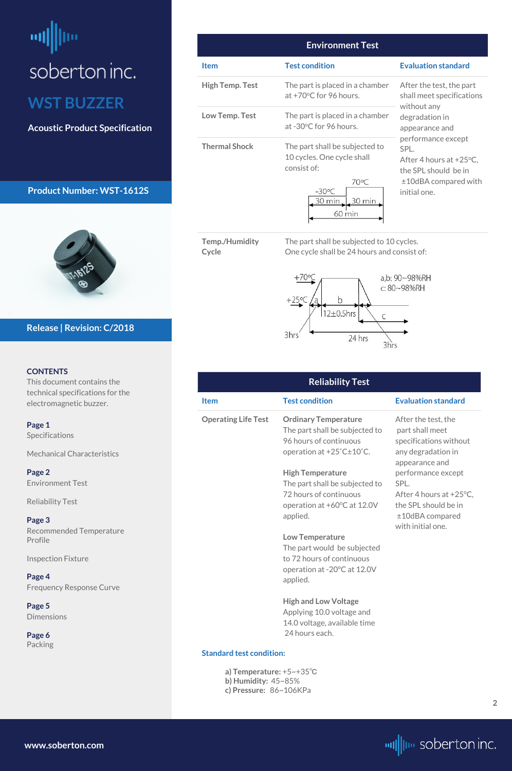soberton inc.

# WST BUZZER

**Acoustic Product Specification**

**Product Number: WST-1612S**

**Release | Revision: C/2018**

**CONTENTS**

This document contains the technical specifications for the electromagnetic buzzer.

**Page 1**
Specifications

Mechanical Characteristics

**Page 2**
Environment Test

Reliability Test

**Page 3**
Recommended Temperature Profile

Inspection Fixture

**Page 4**
Frequency Response Curve

**Page 5**
Dimensions

**Page 6**
Packing

## Environment Test

| Item | Test condition | Evaluation standard |
|---|---|---|
| High Temp. Test | The part is placed in a chamber at +70ºC for 96 hours. | After the test, the part shall meet specifications without any degradation in appearance and performance except SPL. After 4 hours at +25ºC, the SPL should be in ±10dBA compared with initial one. |
| Low Temp. Test | The part is placed in a chamber at -30ºC for 96 hours. | |
| Thermal Shock | The part shall be subjected to 10 cycles. One cycle shall consist of: -30ºC 30 min, 70ºC 30 min, 60 min | |
| Temp./Humidity Cycle | The part shall be subjected to 10 cycles. One cycle shall be 24 hours and consist of: +25ºC to +70ºC (a) 3hrs; b: 12±0.5hrs at +70ºC; c: 3hrs; 24 hrs. a,b: 90~98%RH; c: 80~98%RH | |

## Reliability Test

| Item | Test condition | Evaluation standard |
|---|---|---|
| Operating Life Test | **Ordinary Temperature** The part shall be subjected to 96 hours of continuous operation at +25˚C±10˚C.<br><br>**High Temperature** The part shall be subjected to 72 hours of continuous operation at +60ºC at 12.0V applied.<br><br>**Low Temperature** The part would be subjected to 72 hours of continuous operation at -20ºC at 12.0V applied.<br><br>**High and Low Voltage** Applying 10.0 voltage and 14.0 voltage, available time 24 hours each. | After the test, the part shall meet specifications without any degradation in appearance and performance except SPL. After 4 hours at +25ºC, the SPL should be in ±10dBA compared with initial one. |

**Standard test condition:**

**a) Temperature:** +5~+35℃
**b) Humidity:** 45~85%
**c) Pressure:** 86~106KPa

www.soberton.com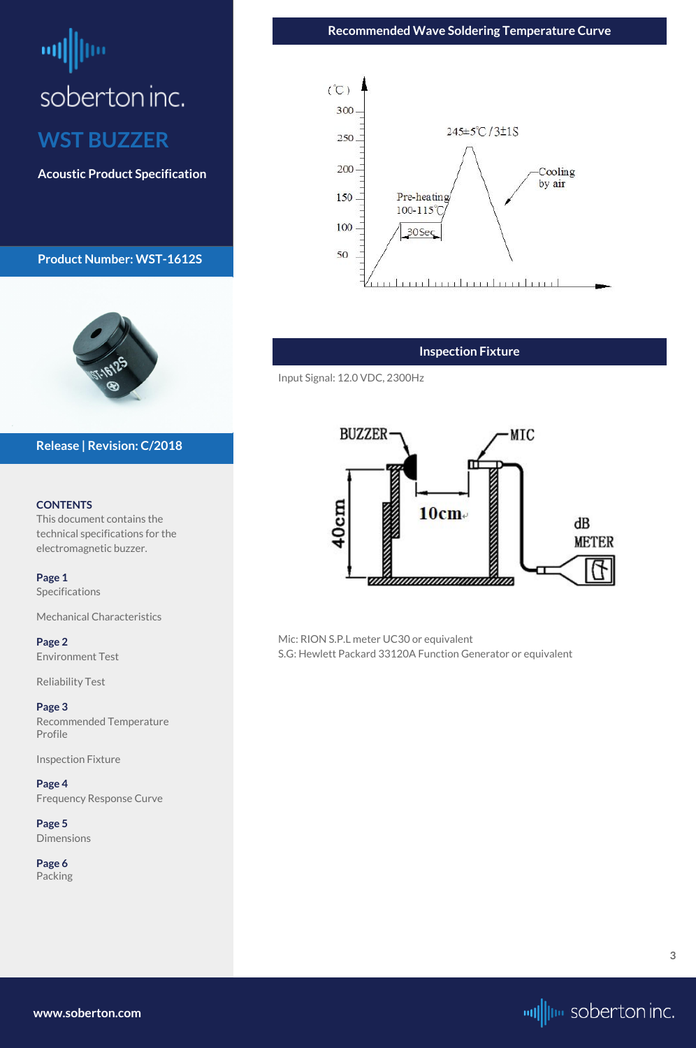soberton inc.

# WST BUZZER

**Acoustic Product Specification**

**Product Number: WST-1612S**

**Release | Revision: C/2018**

**CONTENTS**

This document contains the technical specifications for the electromagnetic buzzer.

**Page 1**
Specifications

Mechanical Characteristics

**Page 2**
Environment Test

Reliability Test

**Page 3**
Recommended Temperature Profile

Inspection Fixture

**Page 4**
Frequency Response Curve

**Page 5**
Dimensions

**Page 6**
Packing

## Recommended Wave Soldering Temperature Curve

(℃)

300, 250, 200, 150, 100, 50

245±5℃ / 3±1S

Pre-heating 100-115℃

30Sec

Cooling by air

## Inspection Fixture

Input Signal: 12.0 VDC, 2300Hz

BUZZER — MIC

10cm

40cm

dB METER

Mic: RION S.P.L meter UC30 or equivalent
S.G: Hewlett Packard 33120A Function Generator or equivalent

www.soberton.com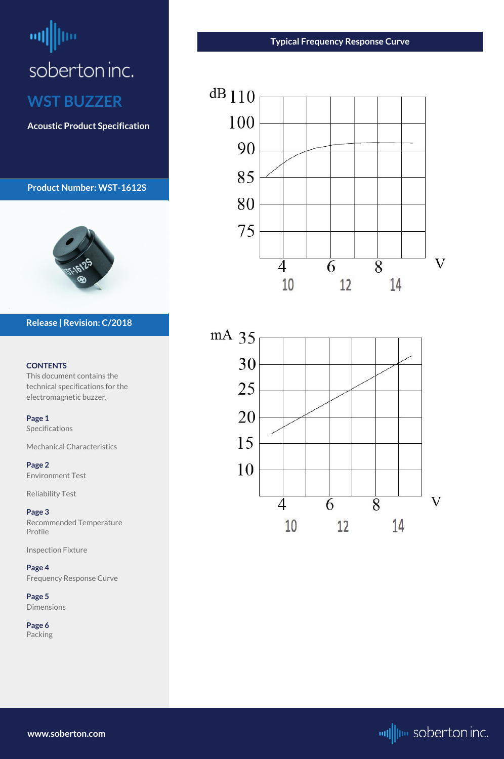soberton inc.

## WST BUZZER

**Acoustic Product Specification**

**Product Number: WST-1612S**

**Release | Revision: C/2018**

**CONTENTS**

This document contains the technical specifications for the electromagnetic buzzer.

**Page 1**
Specifications

Mechanical Characteristics

**Page 2**
Environment Test

Reliability Test

**Page 3**
Recommended Temperature Profile

Inspection Fixture

**Page 4**
Frequency Response Curve

**Page 5**
Dimensions

**Page 6**
Packing

## Typical Frequency Response Curve

dB 110 100 90 85 80 75

4 6 8 V

10 12 14

mA 35 30 25 20 15 10

4 6 8 V

10 12 14

www.soberton.com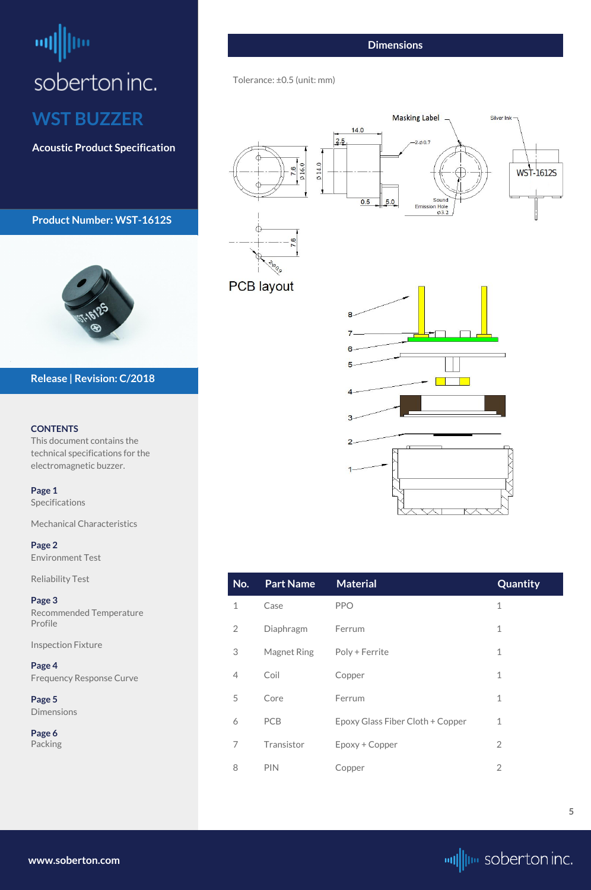soberton inc.

# WST BUZZER

**Acoustic Product Specification**

**Product Number: WST-1612S**

**Release | Revision: C/2018**

**CONTENTS**

This document contains the technical specifications for the electromagnetic buzzer.

**Page 1**
Specifications

Mechanical Characteristics

**Page 2**
Environment Test

Reliability Test

**Page 3**
Recommended Temperature Profile

Inspection Fixture

**Page 4**
Frequency Response Curve

**Page 5**
Dimensions

**Page 6**
Packing

## Dimensions

Tolerance: ±0.5 (unit: mm)

PCB layout

| No. | Part Name | Material | Quantity |
|---|---|---|---|
| 1 | Case | PPO | 1 |
| 2 | Diaphragm | Ferrum | 1 |
| 3 | Magnet Ring | Poly + Ferrite | 1 |
| 4 | Coil | Copper | 1 |
| 5 | Core | Ferrum | 1 |
| 6 | PCB | Epoxy Glass Fiber Cloth + Copper | 1 |
| 7 | Transistor | Epoxy + Copper | 2 |
| 8 | PIN | Copper | 2 |

www.soberton.com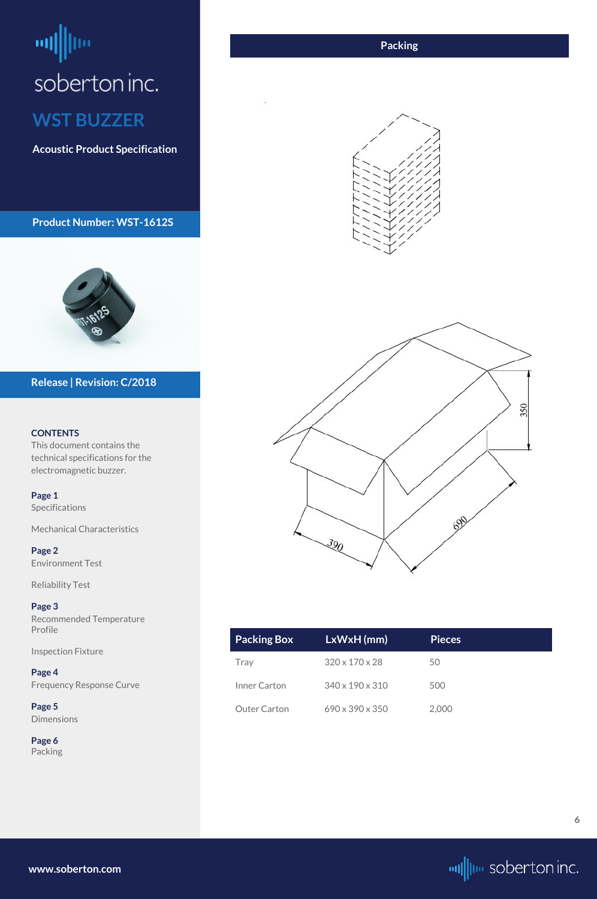soberton inc.

# WST BUZZER

**Acoustic Product Specification**

**Product Number: WST-1612S**

**Release | Revision: C/2018**

**CONTENTS**

This document contains the technical specifications for the electromagnetic buzzer.

**Page 1**
Specifications

Mechanical Characteristics

**Page 2**
Environment Test

Reliability Test

**Page 3**
Recommended Temperature Profile

Inspection Fixture

**Page 4**
Frequency Response Curve

**Page 5**
Dimensions

**Page 6**
Packing

## Packing

350

690

390

| Packing Box | LxWxH (mm) | Pieces |
|---|---|---|
| Tray | 320 x 170 x 28 | 50 |
| Inner Carton | 340 x 190 x 310 | 500 |
| Outer Carton | 690 x 390 x 350 | 2,000 |

www.soberton.com